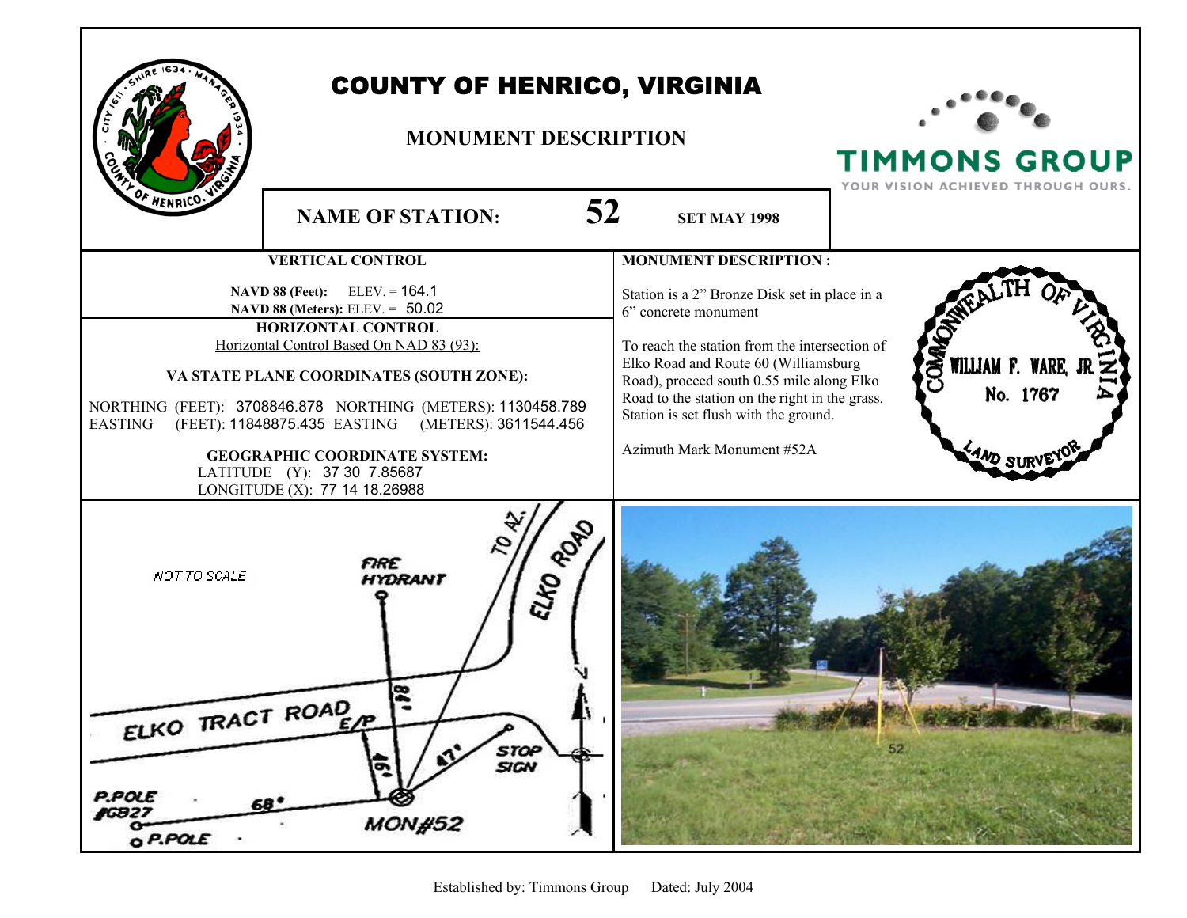# COUNTY OF HENRICO, VIRGINIA

## MONUMENT DESCRIPTION

TIMMONS GROUP
YOUR VISION ACHIEVED THROUGH OURS.

**NAME OF STATION:** **52** **SET MAY 1998**

### VERTICAL CONTROL

**NAVD 88 (Feet):** ELEV. = 164.1
**NAVD 88 (Meters):** ELEV. = 50.02

### HORIZONTAL CONTROL

Horizontal Control Based On NAD 83 (93):

**VA STATE PLANE COORDINATES (SOUTH ZONE):**

NORTHING (FEET): 3708846.878 NORTHING (METERS): 1130458.789
EASTING (FEET): 11848875.435 EASTING (METERS): 3611544.456

**GEOGRAPHIC COORDINATE SYSTEM:**

LATITUDE (Y): 37 30 7.85687
LONGITUDE (X): 77 14 18.26988

### MONUMENT DESCRIPTION :

Station is a 2" Bronze Disk set in place in a 6" concrete monument

To reach the station from the intersection of Elko Road and Route 60 (Williamsburg Road), proceed south 0.55 mile along Elko Road to the station on the right in the grass. Station is set flush with the ground.

Azimuth Mark Monument #52A

COMMONWEALTH OF VIRGINIA
WILLIAM F. WARE, JR.
No. 1767
LAND SURVEYOR

NOT TO SCALE

FIRE HYDRANT

TO AZ.

ELKO ROAD

ELKO TRACT ROAD

E/P

88'

46'

47'

STOP SIGN

P.POLE #G827

68'

P.POLE

MON#52

52

Established by: Timmons Group Dated: July 2004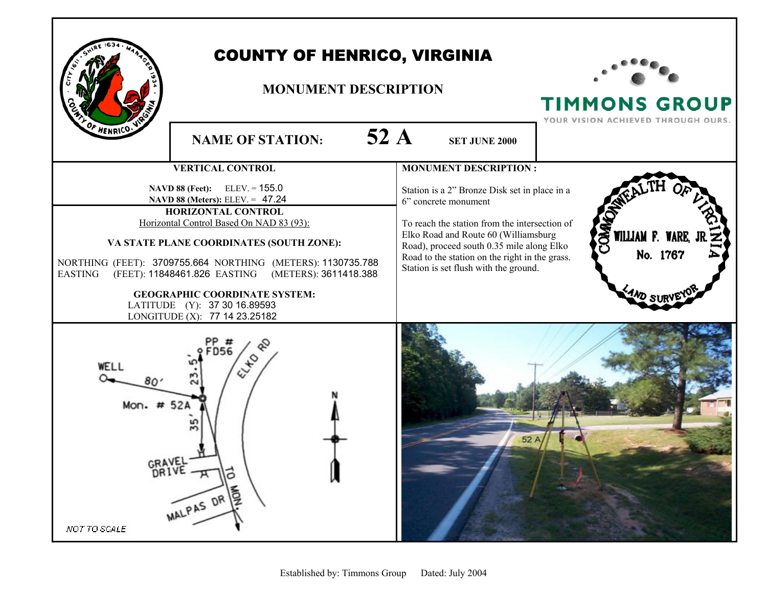# COUNTY OF HENRICO, VIRGINIA

## MONUMENT DESCRIPTION

TIMMONS GROUP
YOUR VISION ACHIEVED THROUGH OURS.

**NAME OF STATION:** **52 A** **SET JUNE 2000**

### VERTICAL CONTROL

**NAVD 88 (Feet):** ELEV. = 155.0
**NAVD 88 (Meters):** ELEV. = 47.24

### HORIZONTAL CONTROL

Horizontal Control Based On NAD 83 (93):

**VA STATE PLANE COORDINATES (SOUTH ZONE):**

NORTHING (FEET): 3709755.664 NORTHING (METERS): 1130735.788
EASTING (FEET): 11848461.826 EASTING (METERS): 3611418.388

**GEOGRAPHIC COORDINATE SYSTEM:**

LATITUDE (Y): 37 30 16.89593
LONGITUDE (X): 77 14 23.25182

### MONUMENT DESCRIPTION :

Station is a 2" Bronze Disk set in place in a 6" concrete monument

To reach the station from the intersection of Elko Road and Route 60 (Williamsburg Road), proceed south 0.35 mile along Elko Road to the station on the right in the grass. Station is set flush with the ground.

COMMONWEALTH OF VIRGINIA
WILLIAM F. WARE, JR.
No. 1767
LAND SURVEYOR

PP # FD56
WELL
80'
23.5'
ELKO RD
Mon. # 52A
35'
N
GRAVEL DRIVE
TO MON.
MALPAS DR
NOT TO SCALE

52 A

Established by: Timmons Group Dated: July 2004